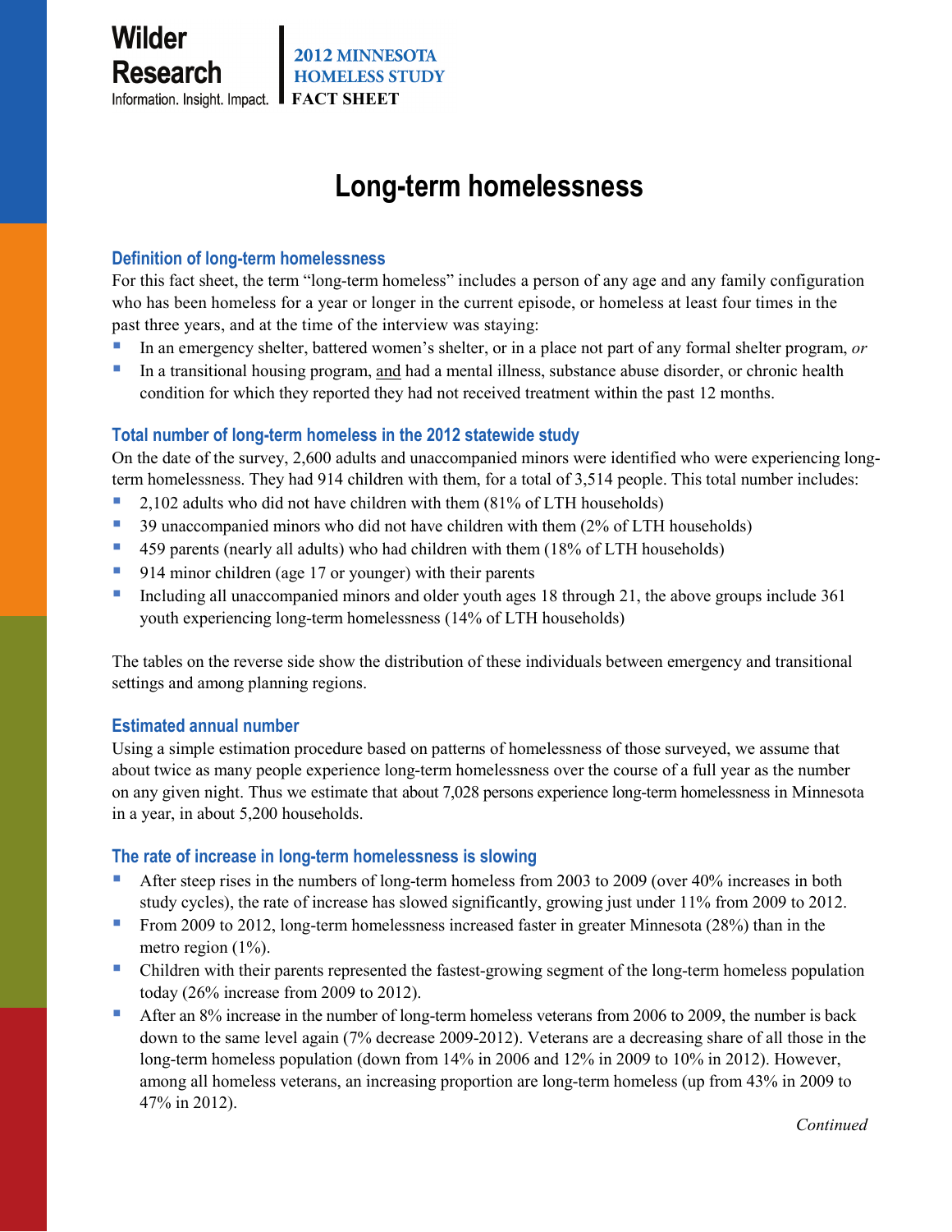Wilder Research
Information. Insight. Impact.

**2012 MINNESOTA HOMELESS STUDY**
**FACT SHEET**

# Long-term homelessness

## Definition of long-term homelessness

For this fact sheet, the term "long-term homeless" includes a person of any age and any family configuration who has been homeless for a year or longer in the current episode, or homeless at least four times in the past three years, and at the time of the interview was staying:

- In an emergency shelter, battered women's shelter, or in a place not part of any formal shelter program, *or*
- In a transitional housing program, and had a mental illness, substance abuse disorder, or chronic health condition for which they reported they had not received treatment within the past 12 months.

## Total number of long-term homeless in the 2012 statewide study

On the date of the survey, 2,600 adults and unaccompanied minors were identified who were experiencing long-term homelessness. They had 914 children with them, for a total of 3,514 people. This total number includes:

- 2,102 adults who did not have children with them (81% of LTH households)
- 39 unaccompanied minors who did not have children with them (2% of LTH households)
- 459 parents (nearly all adults) who had children with them (18% of LTH households)
- 914 minor children (age 17 or younger) with their parents
- Including all unaccompanied minors and older youth ages 18 through 21, the above groups include 361 youth experiencing long-term homelessness (14% of LTH households)

The tables on the reverse side show the distribution of these individuals between emergency and transitional settings and among planning regions.

## Estimated annual number

Using a simple estimation procedure based on patterns of homelessness of those surveyed, we assume that about twice as many people experience long-term homelessness over the course of a full year as the number on any given night. Thus we estimate that about 7,028 persons experience long-term homelessness in Minnesota in a year, in about 5,200 households.

## The rate of increase in long-term homelessness is slowing

- After steep rises in the numbers of long-term homeless from 2003 to 2009 (over 40% increases in both study cycles), the rate of increase has slowed significantly, growing just under 11% from 2009 to 2012.
- From 2009 to 2012, long-term homelessness increased faster in greater Minnesota (28%) than in the metro region (1%).
- Children with their parents represented the fastest-growing segment of the long-term homeless population today (26% increase from 2009 to 2012).
- After an 8% increase in the number of long-term homeless veterans from 2006 to 2009, the number is back down to the same level again (7% decrease 2009-2012). Veterans are a decreasing share of all those in the long-term homeless population (down from 14% in 2006 and 12% in 2009 to 10% in 2012). However, among all homeless veterans, an increasing proportion are long-term homeless (up from 43% in 2009 to 47% in 2012).

*Continued*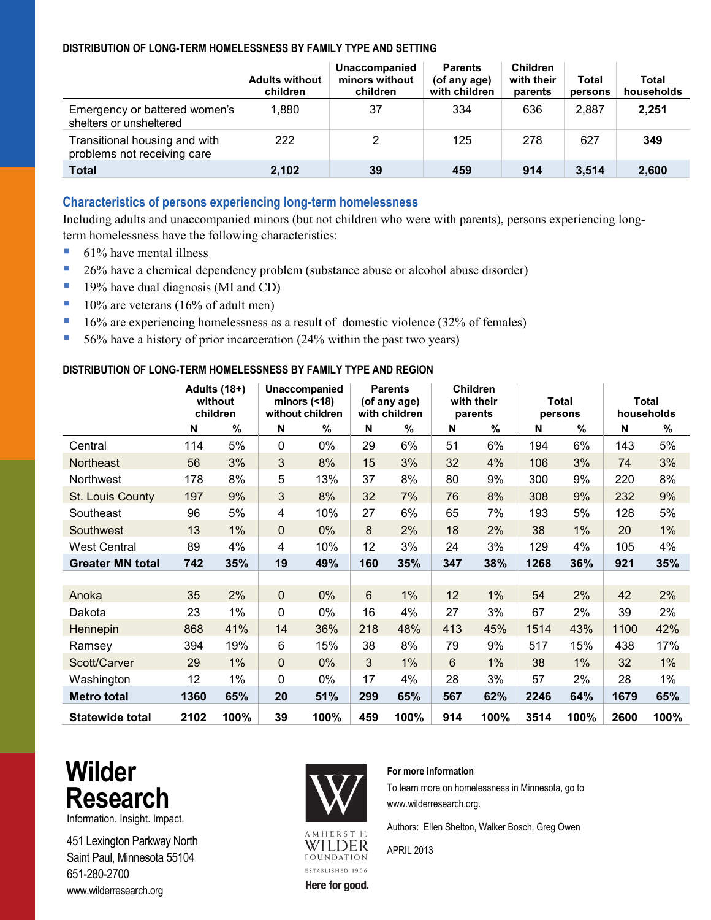**DISTRIBUTION OF LONG-TERM HOMELESSNESS BY FAMILY TYPE AND SETTING**

| | Adults without children | Unaccompanied minors without children | Parents (of any age) with children | Children with their parents | Total persons | Total households |
|---|---|---|---|---|---|---|
| Emergency or battered women's shelters or unsheltered | 1,880 | 37 | 334 | 636 | 2,887 | **2,251** |
| Transitional housing and with problems not receiving care | 222 | 2 | 125 | 278 | 627 | **349** |
| **Total** | **2,102** | **39** | **459** | **914** | **3,514** | **2,600** |

## Characteristics of persons experiencing long-term homelessness

Including adults and unaccompanied minors (but not children who were with parents), persons experiencing long-term homelessness have the following characteristics:

- 61% have mental illness
- 26% have a chemical dependency problem (substance abuse or alcohol abuse disorder)
- 19% have dual diagnosis (MI and CD)
- 10% are veterans (16% of adult men)
- 16% are experiencing homelessness as a result of domestic violence (32% of females)
- 56% have a history of prior incarceration (24% within the past two years)

**DISTRIBUTION OF LONG-TERM HOMELESSNESS BY FAMILY TYPE AND REGION**

| | Adults (18+) without children | | Unaccompanied minors (<18) without children | | Parents (of any age) with children | | Children with their parents | | Total persons | | Total households | |
|---|---|---|---|---|---|---|---|---|---|---|---|---|
| | N | % | N | % | N | % | N | % | N | % | N | % |
| Central | 114 | 5% | 0 | 0% | 29 | 6% | 51 | 6% | 194 | 6% | 143 | 5% |
| Northeast | 56 | 3% | 3 | 8% | 15 | 3% | 32 | 4% | 106 | 3% | 74 | 3% |
| Northwest | 178 | 8% | 5 | 13% | 37 | 8% | 80 | 9% | 300 | 9% | 220 | 8% |
| St. Louis County | 197 | 9% | 3 | 8% | 32 | 7% | 76 | 8% | 308 | 9% | 232 | 9% |
| Southeast | 96 | 5% | 4 | 10% | 27 | 6% | 65 | 7% | 193 | 5% | 128 | 5% |
| Southwest | 13 | 1% | 0 | 0% | 8 | 2% | 18 | 2% | 38 | 1% | 20 | 1% |
| West Central | 89 | 4% | 4 | 10% | 12 | 3% | 24 | 3% | 129 | 4% | 105 | 4% |
| **Greater MN total** | **742** | **35%** | **19** | **49%** | **160** | **35%** | **347** | **38%** | **1268** | **36%** | **921** | **35%** |
| | | | | | | | | | | | | |
| Anoka | 35 | 2% | 0 | 0% | 6 | 1% | 12 | 1% | 54 | 2% | 42 | 2% |
| Dakota | 23 | 1% | 0 | 0% | 16 | 4% | 27 | 3% | 67 | 2% | 39 | 2% |
| Hennepin | 868 | 41% | 14 | 36% | 218 | 48% | 413 | 45% | 1514 | 43% | 1100 | 42% |
| Ramsey | 394 | 19% | 6 | 15% | 38 | 8% | 79 | 9% | 517 | 15% | 438 | 17% |
| Scott/Carver | 29 | 1% | 0 | 0% | 3 | 1% | 6 | 1% | 38 | 1% | 32 | 1% |
| Washington | 12 | 1% | 0 | 0% | 17 | 4% | 28 | 3% | 57 | 2% | 28 | 1% |
| **Metro total** | **1360** | **65%** | **20** | **51%** | **299** | **65%** | **567** | **62%** | **2246** | **64%** | **1679** | **65%** |
| **Statewide total** | **2102** | **100%** | **39** | **100%** | **459** | **100%** | **914** | **100%** | **3514** | **100%** | **2600** | **100%** |

**Wilder Research**
Information. Insight. Impact.

451 Lexington Parkway North
Saint Paul, Minnesota 55104
651-280-2700
www.wilderresearch.org

AMHERST H. WILDER FOUNDATION
ESTABLISHED 1906
Here for good.

**For more information**

To learn more on homelessness in Minnesota, go to www.wilderresearch.org.

Authors: Ellen Shelton, Walker Bosch, Greg Owen

APRIL 2013